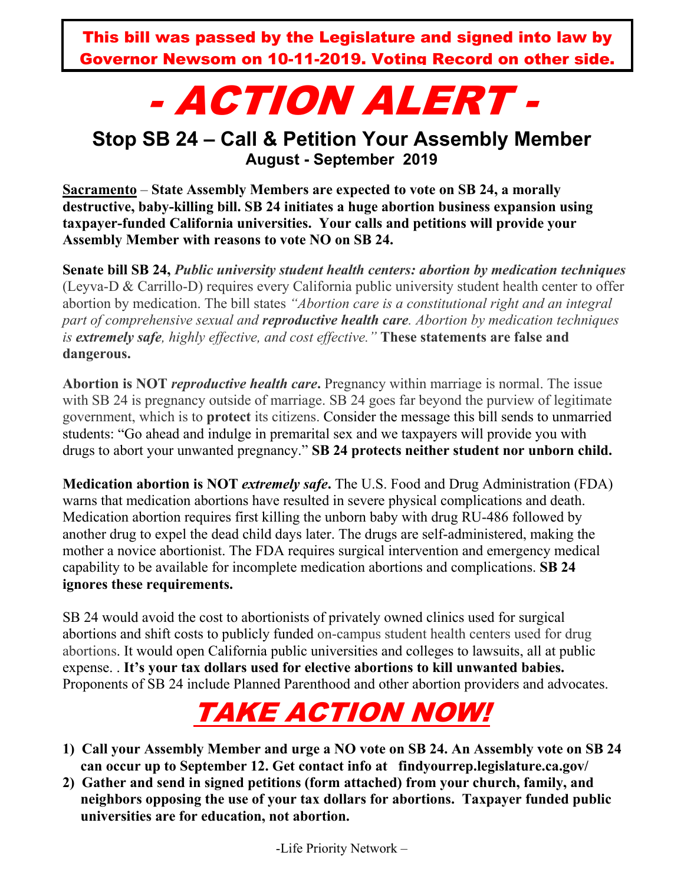**This bill was passed by the Legislature and signed into law by Governor Newsom on 10-11-2019. Voting Record on other side.**

# - ACTION ALERT -

## Stop SB 24 – Call & Petition Your Assembly Member

**August - September 2019**

**Sacramento** – **State Assembly Members are expected to vote on SB 24, a morally destructive, baby-killing bill. SB 24 initiates a huge abortion business expansion using taxpayer-funded California universities. Your calls and petitions will provide your Assembly Member with reasons to vote NO on SB 24.**

**Senate bill SB 24,** ***Public university student health centers: abortion by medication techniques*** (Leyva-D & Carrillo-D) requires every California public university student health center to offer abortion by medication. The bill states *"Abortion care is a constitutional right and an integral part of comprehensive sexual and* ***reproductive health care****. Abortion by medication techniques is* ***extremely safe****, highly effective, and cost effective."* **These statements are false and dangerous.**

**Abortion is NOT** ***reproductive health care*****.** Pregnancy within marriage is normal. The issue with SB 24 is pregnancy outside of marriage. SB 24 goes far beyond the purview of legitimate government, which is to **protect** its citizens. Consider the message this bill sends to unmarried students: "Go ahead and indulge in premarital sex and we taxpayers will provide you with drugs to abort your unwanted pregnancy." **SB 24 protects neither student nor unborn child.**

**Medication abortion is NOT** ***extremely safe*****.** The U.S. Food and Drug Administration (FDA) warns that medication abortions have resulted in severe physical complications and death. Medication abortion requires first killing the unborn baby with drug RU-486 followed by another drug to expel the dead child days later. The drugs are self-administered, making the mother a novice abortionist. The FDA requires surgical intervention and emergency medical capability to be available for incomplete medication abortions and complications. **SB 24 ignores these requirements.**

SB 24 would avoid the cost to abortionists of privately owned clinics used for surgical abortions and shift costs to publicly funded on-campus student health centers used for drug abortions. It would open California public universities and colleges to lawsuits, all at public expense. . **It's your tax dollars used for elective abortions to kill unwanted babies.** Proponents of SB 24 include Planned Parenthood and other abortion providers and advocates.

# TAKE ACTION NOW!

1) **Call your Assembly Member and urge a NO vote on SB 24. An Assembly vote on SB 24 can occur up to September 12. Get contact info at findyourrep.legislature.ca.gov/**
2) **Gather and send in signed petitions (form attached) from your church, family, and neighbors opposing the use of your tax dollars for abortions. Taxpayer funded public universities are for education, not abortion.**

-Life Priority Network –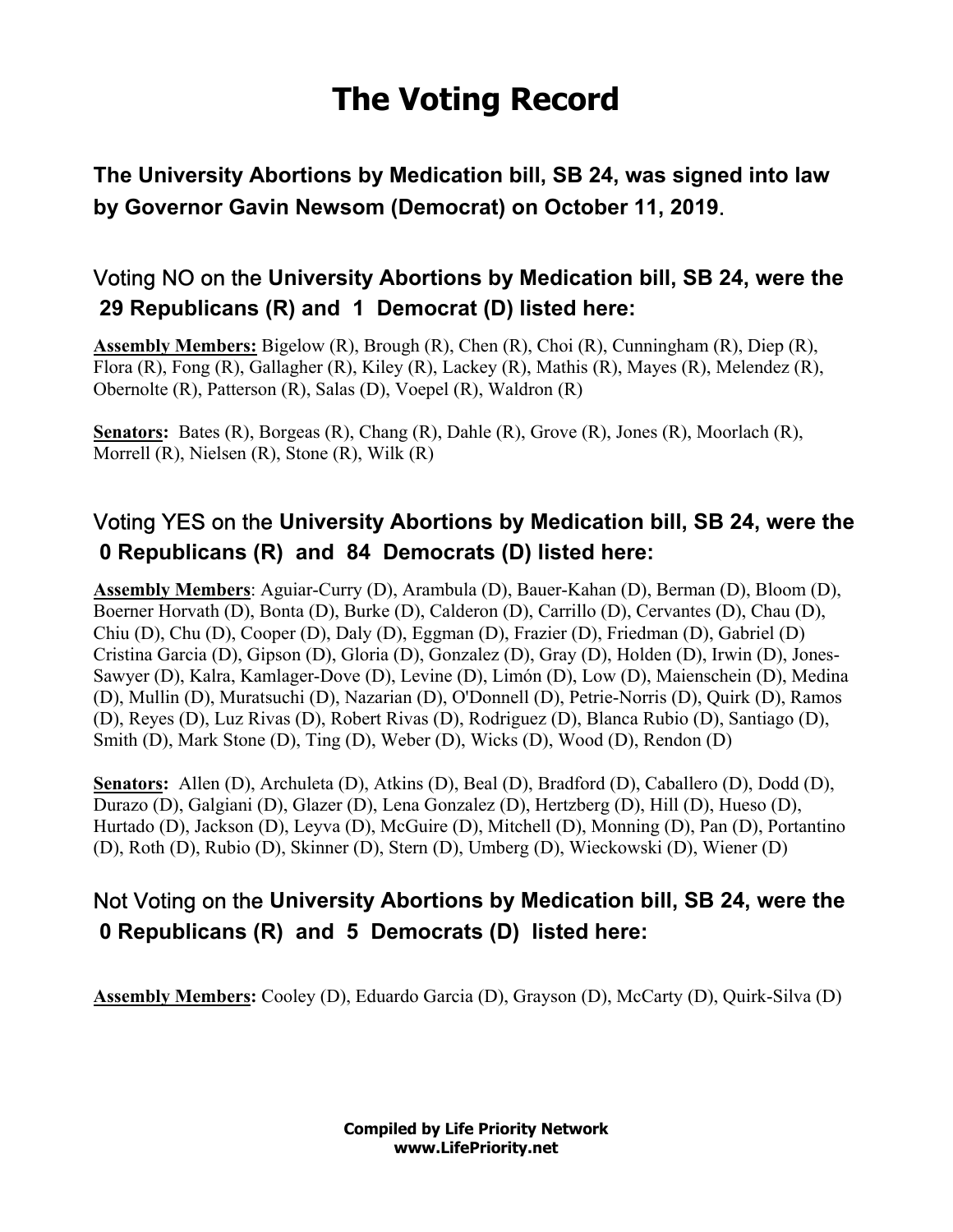# The Voting Record

## The University Abortions by Medication bill, SB 24, was signed into law by Governor Gavin Newsom (Democrat) on October 11, 2019.

### Voting NO on the **University Abortions by Medication bill, SB 24, were the 29 Republicans (R) and 1 Democrat (D) listed here:**

**Assembly Members:** Bigelow (R), Brough (R), Chen (R), Choi (R), Cunningham (R), Diep (R), Flora (R), Fong (R), Gallagher (R), Kiley (R), Lackey (R), Mathis (R), Mayes (R), Melendez (R), Obernolte (R), Patterson (R), Salas (D), Voepel (R), Waldron (R)

**Senators:** Bates (R), Borgeas (R), Chang (R), Dahle (R), Grove (R), Jones (R), Moorlach (R), Morrell (R), Nielsen (R), Stone (R), Wilk (R)

### Voting YES on the **University Abortions by Medication bill, SB 24, were the 0 Republicans (R) and 84 Democrats (D) listed here:**

**Assembly Members**: Aguiar-Curry (D), Arambula (D), Bauer-Kahan (D), Berman (D), Bloom (D), Boerner Horvath (D), Bonta (D), Burke (D), Calderon (D), Carrillo (D), Cervantes (D), Chau (D), Chiu (D), Chu (D), Cooper (D), Daly (D), Eggman (D), Frazier (D), Friedman (D), Gabriel (D) Cristina Garcia (D), Gipson (D), Gloria (D), Gonzalez (D), Gray (D), Holden (D), Irwin (D), Jones-Sawyer (D), Kalra, Kamlager-Dove (D), Levine (D), Limón (D), Low (D), Maienschein (D), Medina (D), Mullin (D), Muratsuchi (D), Nazarian (D), O'Donnell (D), Petrie-Norris (D), Quirk (D), Ramos (D), Reyes (D), Luz Rivas (D), Robert Rivas (D), Rodriguez (D), Blanca Rubio (D), Santiago (D), Smith (D), Mark Stone (D), Ting (D), Weber (D), Wicks (D), Wood (D), Rendon (D)

**Senators:** Allen (D), Archuleta (D), Atkins (D), Beal (D), Bradford (D), Caballero (D), Dodd (D), Durazo (D), Galgiani (D), Glazer (D), Lena Gonzalez (D), Hertzberg (D), Hill (D), Hueso (D), Hurtado (D), Jackson (D), Leyva (D), McGuire (D), Mitchell (D), Monning (D), Pan (D), Portantino (D), Roth (D), Rubio (D), Skinner (D), Stern (D), Umberg (D), Wieckowski (D), Wiener (D)

### Not Voting on the **University Abortions by Medication bill, SB 24, were the 0 Republicans (R) and 5 Democrats (D) listed here:**

**Assembly Members:** Cooley (D), Eduardo Garcia (D), Grayson (D), McCarty (D), Quirk-Silva (D)

**Compiled by Life Priority Network**
**www.LifePriority.net**